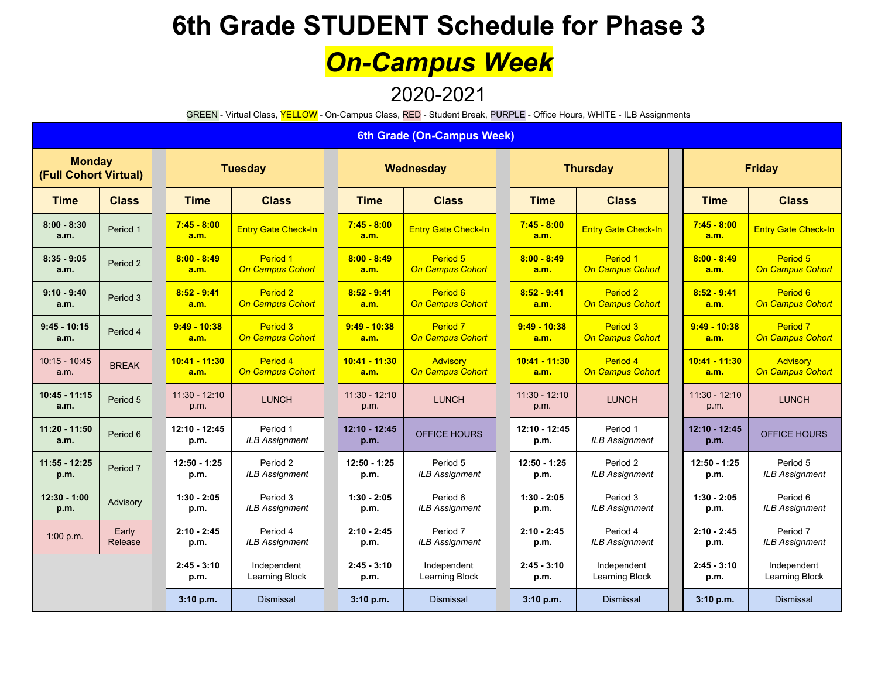# 6th Grade STUDENT Schedule for Phase 3

## *On-Campus Week*

2020-2021

GREEN - Virtual Class, YELLOW - On-Campus Class, RED - Student Break, PURPLE - Office Hours, WHITE - ILB Assignments

| 6th Grade (On-Campus Week) | | | | | | | | | |
|---|---|---|---|---|---|---|---|---|---|
| **Monday (Full Cohort Virtual)** | | **Tuesday** | | **Wednesday** | | **Thursday** | | **Friday** | |
| **Time** | **Class** | **Time** | **Class** | **Time** | **Class** | **Time** | **Class** | **Time** | **Class** |
| **8:00 - 8:30 a.m.** | Period 1 | **7:45 - 8:00 a.m.** | Entry Gate Check-In | **7:45 - 8:00 a.m.** | Entry Gate Check-In | **7:45 - 8:00 a.m.** | Entry Gate Check-In | **7:45 - 8:00 a.m.** | Entry Gate Check-In |
| **8:35 - 9:05 a.m.** | Period 2 | **8:00 - 8:49 a.m.** | Period 1 *On Campus Cohort* | **8:00 - 8:49 a.m.** | Period 5 *On Campus Cohort* | **8:00 - 8:49 a.m.** | Period 1 *On Campus Cohort* | **8:00 - 8:49 a.m.** | Period 5 *On Campus Cohort* |
| **9:10 - 9:40 a.m.** | Period 3 | **8:52 - 9:41 a.m.** | Period 2 *On Campus Cohort* | **8:52 - 9:41 a.m.** | Period 6 *On Campus Cohort* | **8:52 - 9:41 a.m.** | Period 2 *On Campus Cohort* | **8:52 - 9:41 a.m.** | Period 6 *On Campus Cohort* |
| **9:45 - 10:15 a.m.** | Period 4 | **9:49 - 10:38 a.m.** | Period 3 *On Campus Cohort* | **9:49 - 10:38 a.m.** | Period 7 *On Campus Cohort* | **9:49 - 10:38 a.m.** | Period 3 *On Campus Cohort* | **9:49 - 10:38 a.m.** | Period 7 *On Campus Cohort* |
| 10:15 - 10:45 a.m. | BREAK | **10:41 - 11:30 a.m.** | Period 4 *On Campus Cohort* | **10:41 - 11:30 a.m.** | Advisory *On Campus Cohort* | **10:41 - 11:30 a.m.** | Period 4 *On Campus Cohort* | **10:41 - 11:30 a.m.** | Advisory *On Campus Cohort* |
| **10:45 - 11:15 a.m.** | Period 5 | 11:30 - 12:10 p.m. | LUNCH | 11:30 - 12:10 p.m. | LUNCH | 11:30 - 12:10 p.m. | LUNCH | 11:30 - 12:10 p.m. | LUNCH |
| **11:20 - 11:50 a.m.** | Period 6 | **12:10 - 12:45 p.m.** | Period 1 *ILB Assignment* | **12:10 - 12:45 p.m.** | OFFICE HOURS | **12:10 - 12:45 p.m.** | Period 1 *ILB Assignment* | **12:10 - 12:45 p.m.** | OFFICE HOURS |
| **11:55 - 12:25 p.m.** | Period 7 | **12:50 - 1:25 p.m.** | Period 2 *ILB Assignment* | **12:50 - 1:25 p.m.** | Period 5 *ILB Assignment* | **12:50 - 1:25 p.m.** | Period 2 *ILB Assignment* | **12:50 - 1:25 p.m.** | Period 5 *ILB Assignment* |
| **12:30 - 1:00 p.m.** | Advisory | **1:30 - 2:05 p.m.** | Period 3 *ILB Assignment* | **1:30 - 2:05 p.m.** | Period 6 *ILB Assignment* | **1:30 - 2:05 p.m.** | Period 3 *ILB Assignment* | **1:30 - 2:05 p.m.** | Period 6 *ILB Assignment* |
| 1:00 p.m. | Early Release | **2:10 - 2:45 p.m.** | Period 4 *ILB Assignment* | **2:10 - 2:45 p.m.** | Period 7 *ILB Assignment* | **2:10 - 2:45 p.m.** | Period 4 *ILB Assignment* | **2:10 - 2:45 p.m.** | Period 7 *ILB Assignment* |
| | | **2:45 - 3:10 p.m.** | Independent Learning Block | **2:45 - 3:10 p.m.** | Independent Learning Block | **2:45 - 3:10 p.m.** | Independent Learning Block | **2:45 - 3:10 p.m.** | Independent Learning Block |
| | | **3:10 p.m.** | Dismissal | **3:10 p.m.** | Dismissal | **3:10 p.m.** | Dismissal | **3:10 p.m.** | Dismissal |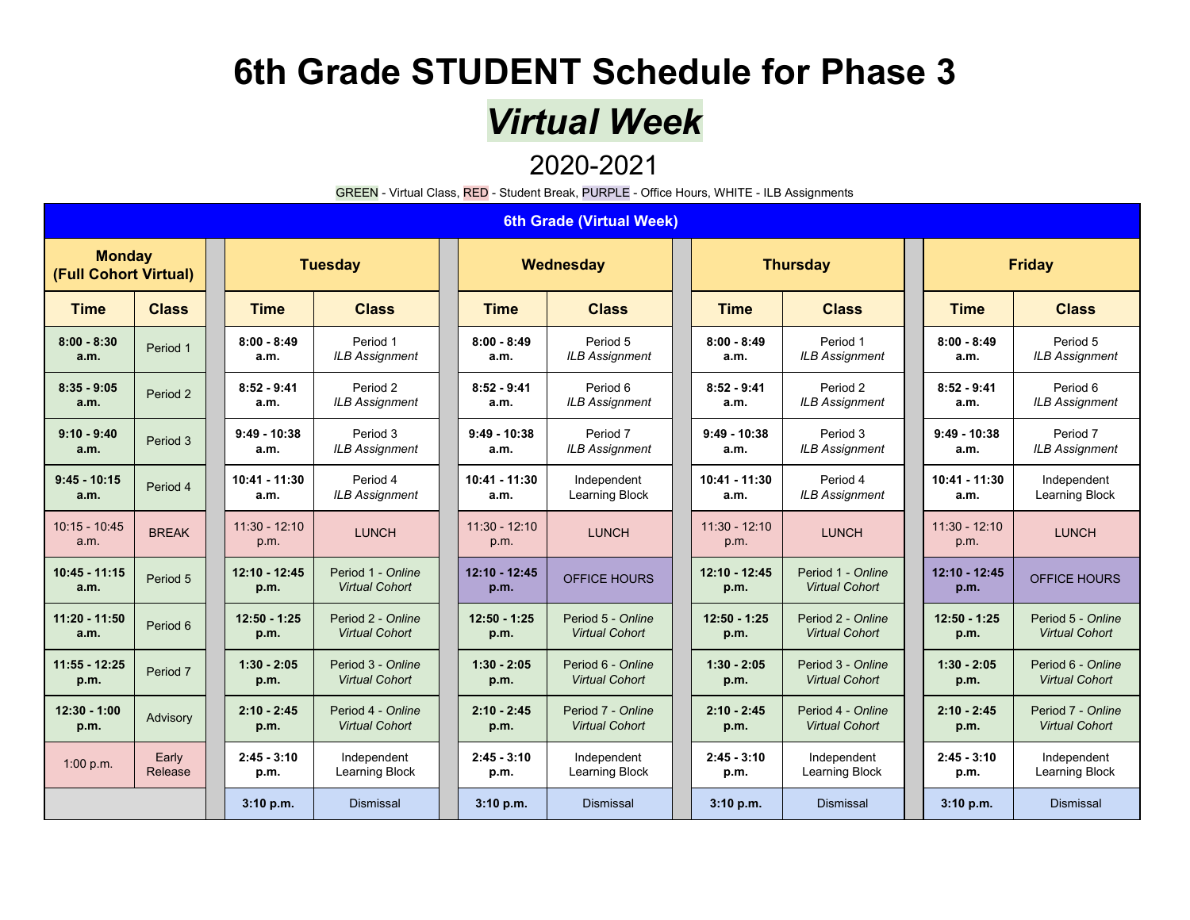# 6th Grade STUDENT Schedule for Phase 3

## *Virtual Week*

2020-2021

GREEN - Virtual Class, RED - Student Break, PURPLE - Office Hours, WHITE - ILB Assignments

| 6th Grade (Virtual Week) | | | | | | | | | |
|---|---|---|---|---|---|---|---|---|---|
| **Monday (Full Cohort Virtual)** | | **Tuesday** | | **Wednesday** | | **Thursday** | | **Friday** | |
| **Time** | **Class** | **Time** | **Class** | **Time** | **Class** | **Time** | **Class** | **Time** | **Class** |
| **8:00 - 8:30 a.m.** | Period 1 | **8:00 - 8:49 a.m.** | Period 1 *ILB Assignment* | **8:00 - 8:49 a.m.** | Period 5 *ILB Assignment* | **8:00 - 8:49 a.m.** | Period 1 *ILB Assignment* | **8:00 - 8:49 a.m.** | Period 5 *ILB Assignment* |
| **8:35 - 9:05 a.m.** | Period 2 | **8:52 - 9:41 a.m.** | Period 2 *ILB Assignment* | **8:52 - 9:41 a.m.** | Period 6 *ILB Assignment* | **8:52 - 9:41 a.m.** | Period 2 *ILB Assignment* | **8:52 - 9:41 a.m.** | Period 6 *ILB Assignment* |
| **9:10 - 9:40 a.m.** | Period 3 | **9:49 - 10:38 a.m.** | Period 3 *ILB Assignment* | **9:49 - 10:38 a.m.** | Period 7 *ILB Assignment* | **9:49 - 10:38 a.m.** | Period 3 *ILB Assignment* | **9:49 - 10:38 a.m.** | Period 7 *ILB Assignment* |
| **9:45 - 10:15 a.m.** | Period 4 | **10:41 - 11:30 a.m.** | Period 4 *ILB Assignment* | **10:41 - 11:30 a.m.** | Independent Learning Block | **10:41 - 11:30 a.m.** | Period 4 *ILB Assignment* | **10:41 - 11:30 a.m.** | Independent Learning Block |
| 10:15 - 10:45 a.m. | BREAK | 11:30 - 12:10 p.m. | LUNCH | 11:30 - 12:10 p.m. | LUNCH | 11:30 - 12:10 p.m. | LUNCH | 11:30 - 12:10 p.m. | LUNCH |
| **10:45 - 11:15 a.m.** | Period 5 | **12:10 - 12:45 p.m.** | Period 1 - *Online Virtual Cohort* | **12:10 - 12:45 p.m.** | OFFICE HOURS | **12:10 - 12:45 p.m.** | Period 1 - *Online Virtual Cohort* | **12:10 - 12:45 p.m.** | OFFICE HOURS |
| **11:20 - 11:50 a.m.** | Period 6 | **12:50 - 1:25 p.m.** | Period 2 - *Online Virtual Cohort* | **12:50 - 1:25 p.m.** | Period 5 - *Online Virtual Cohort* | **12:50 - 1:25 p.m.** | Period 2 - *Online Virtual Cohort* | **12:50 - 1:25 p.m.** | Period 5 - *Online Virtual Cohort* |
| **11:55 - 12:25 p.m.** | Period 7 | **1:30 - 2:05 p.m.** | Period 3 - *Online Virtual Cohort* | **1:30 - 2:05 p.m.** | Period 6 - *Online Virtual Cohort* | **1:30 - 2:05 p.m.** | Period 3 - *Online Virtual Cohort* | **1:30 - 2:05 p.m.** | Period 6 - *Online Virtual Cohort* |
| **12:30 - 1:00 p.m.** | Advisory | **2:10 - 2:45 p.m.** | Period 4 - *Online Virtual Cohort* | **2:10 - 2:45 p.m.** | Period 7 - *Online Virtual Cohort* | **2:10 - 2:45 p.m.** | Period 4 - *Online Virtual Cohort* | **2:10 - 2:45 p.m.** | Period 7 - *Online Virtual Cohort* |
| 1:00 p.m. | Early Release | **2:45 - 3:10 p.m.** | Independent Learning Block | **2:45 - 3:10 p.m.** | Independent Learning Block | **2:45 - 3:10 p.m.** | Independent Learning Block | **2:45 - 3:10 p.m.** | Independent Learning Block |
| | | **3:10 p.m.** | Dismissal | **3:10 p.m.** | Dismissal | **3:10 p.m.** | Dismissal | **3:10 p.m.** | Dismissal |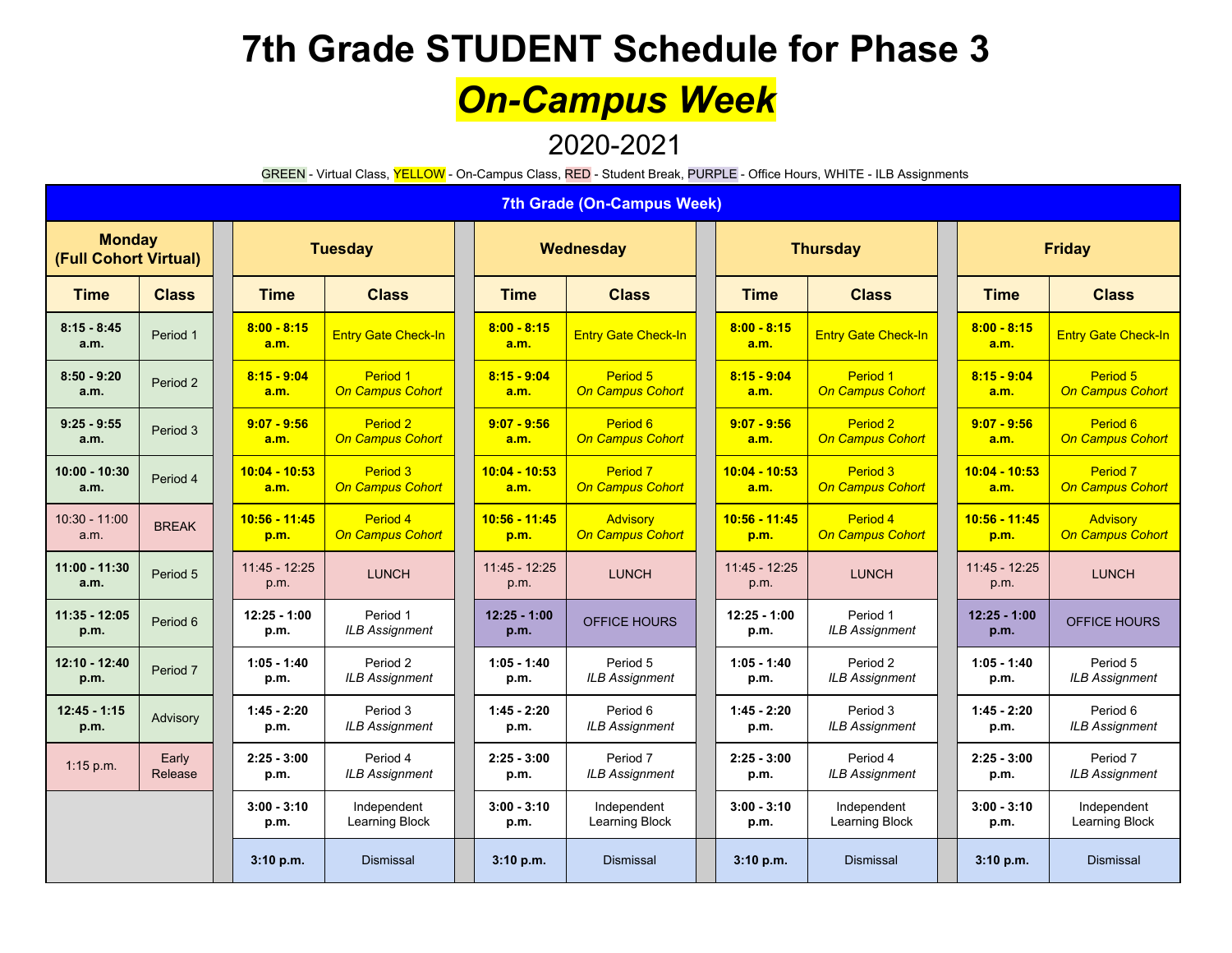# 7th Grade STUDENT Schedule for Phase 3

## *On-Campus Week*

2020-2021

GREEN - Virtual Class, YELLOW - On-Campus Class, RED - Student Break, PURPLE - Office Hours, WHITE - ILB Assignments

| 7th Grade (On-Campus Week) | | | | | | | | | |
|---|---|---|---|---|---|---|---|---|---|
| **Monday (Full Cohort Virtual)** | | **Tuesday** | | **Wednesday** | | **Thursday** | | **Friday** | |
| **Time** | **Class** | **Time** | **Class** | **Time** | **Class** | **Time** | **Class** | **Time** | **Class** |
| **8:15 - 8:45 a.m.** | Period 1 | **8:00 - 8:15 a.m.** | Entry Gate Check-In | **8:00 - 8:15 a.m.** | Entry Gate Check-In | **8:00 - 8:15 a.m.** | Entry Gate Check-In | **8:00 - 8:15 a.m.** | Entry Gate Check-In |
| **8:50 - 9:20 a.m.** | Period 2 | **8:15 - 9:04 a.m.** | Period 1 *On Campus Cohort* | **8:15 - 9:04 a.m.** | Period 5 *On Campus Cohort* | **8:15 - 9:04 a.m.** | Period 1 *On Campus Cohort* | **8:15 - 9:04 a.m.** | Period 5 *On Campus Cohort* |
| **9:25 - 9:55 a.m.** | Period 3 | **9:07 - 9:56 a.m.** | Period 2 *On Campus Cohort* | **9:07 - 9:56 a.m.** | Period 6 *On Campus Cohort* | **9:07 - 9:56 a.m.** | Period 2 *On Campus Cohort* | **9:07 - 9:56 a.m.** | Period 6 *On Campus Cohort* |
| **10:00 - 10:30 a.m.** | Period 4 | **10:04 - 10:53 a.m.** | Period 3 *On Campus Cohort* | **10:04 - 10:53 a.m.** | Period 7 *On Campus Cohort* | **10:04 - 10:53 a.m.** | Period 3 *On Campus Cohort* | **10:04 - 10:53 a.m.** | Period 7 *On Campus Cohort* |
| 10:30 - 11:00 a.m. | BREAK | **10:56 - 11:45 p.m.** | Period 4 *On Campus Cohort* | **10:56 - 11:45 p.m.** | Advisory *On Campus Cohort* | **10:56 - 11:45 p.m.** | Period 4 *On Campus Cohort* | **10:56 - 11:45 p.m.** | Advisory *On Campus Cohort* |
| **11:00 - 11:30 a.m.** | Period 5 | 11:45 - 12:25 p.m. | LUNCH | 11:45 - 12:25 p.m. | LUNCH | 11:45 - 12:25 p.m. | LUNCH | 11:45 - 12:25 p.m. | LUNCH |
| **11:35 - 12:05 p.m.** | Period 6 | **12:25 - 1:00 p.m.** | Period 1 *ILB Assignment* | **12:25 - 1:00 p.m.** | OFFICE HOURS | **12:25 - 1:00 p.m.** | Period 1 *ILB Assignment* | **12:25 - 1:00 p.m.** | OFFICE HOURS |
| **12:10 - 12:40 p.m.** | Period 7 | **1:05 - 1:40 p.m.** | Period 2 *ILB Assignment* | **1:05 - 1:40 p.m.** | Period 5 *ILB Assignment* | **1:05 - 1:40 p.m.** | Period 2 *ILB Assignment* | **1:05 - 1:40 p.m.** | Period 5 *ILB Assignment* |
| **12:45 - 1:15 p.m.** | Advisory | **1:45 - 2:20 p.m.** | Period 3 *ILB Assignment* | **1:45 - 2:20 p.m.** | Period 6 *ILB Assignment* | **1:45 - 2:20 p.m.** | Period 3 *ILB Assignment* | **1:45 - 2:20 p.m.** | Period 6 *ILB Assignment* |
| 1:15 p.m. | Early Release | **2:25 - 3:00 p.m.** | Period 4 *ILB Assignment* | **2:25 - 3:00 p.m.** | Period 7 *ILB Assignment* | **2:25 - 3:00 p.m.** | Period 4 *ILB Assignment* | **2:25 - 3:00 p.m.** | Period 7 *ILB Assignment* |
| | | **3:00 - 3:10 p.m.** | Independent Learning Block | **3:00 - 3:10 p.m.** | Independent Learning Block | **3:00 - 3:10 p.m.** | Independent Learning Block | **3:00 - 3:10 p.m.** | Independent Learning Block |
| | | **3:10 p.m.** | Dismissal | **3:10 p.m.** | Dismissal | **3:10 p.m.** | Dismissal | **3:10 p.m.** | Dismissal |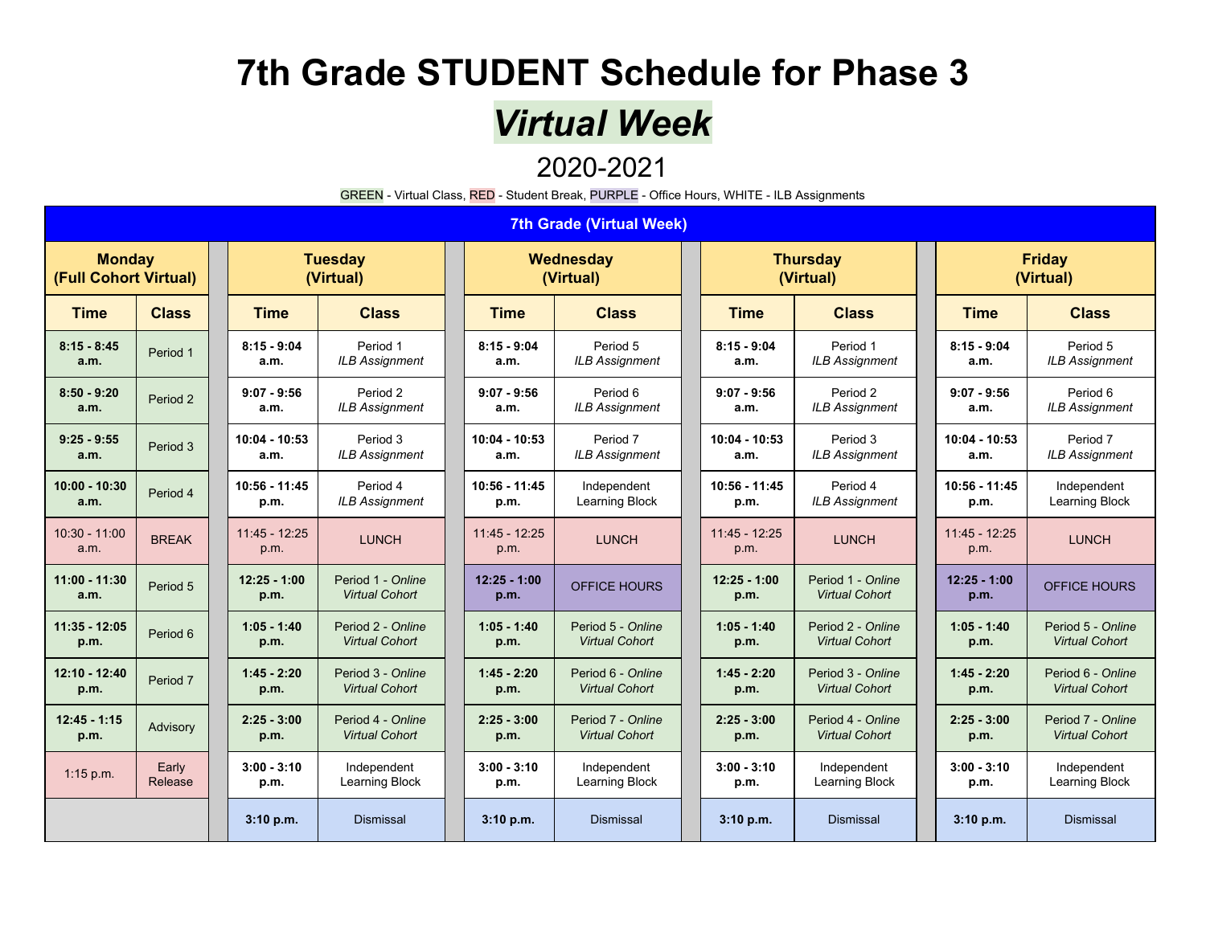# 7th Grade STUDENT Schedule for Phase 3

## *Virtual Week*

2020-2021

GREEN - Virtual Class, RED - Student Break, PURPLE - Office Hours, WHITE - ILB Assignments

| 7th Grade (Virtual Week) | | | | | | | | | |
|---|---|---|---|---|---|---|---|---|---|
| **Monday (Full Cohort Virtual)** | | **Tuesday (Virtual)** | | **Wednesday (Virtual)** | | **Thursday (Virtual)** | | **Friday (Virtual)** | |
| **Time** | **Class** | **Time** | **Class** | **Time** | **Class** | **Time** | **Class** | **Time** | **Class** |
| **8:15 - 8:45 a.m.** | Period 1 | **8:15 - 9:04 a.m.** | Period 1 *ILB Assignment* | **8:15 - 9:04 a.m.** | Period 5 *ILB Assignment* | **8:15 - 9:04 a.m.** | Period 1 *ILB Assignment* | **8:15 - 9:04 a.m.** | Period 5 *ILB Assignment* |
| **8:50 - 9:20 a.m.** | Period 2 | **9:07 - 9:56 a.m.** | Period 2 *ILB Assignment* | **9:07 - 9:56 a.m.** | Period 6 *ILB Assignment* | **9:07 - 9:56 a.m.** | Period 2 *ILB Assignment* | **9:07 - 9:56 a.m.** | Period 6 *ILB Assignment* |
| **9:25 - 9:55 a.m.** | Period 3 | **10:04 - 10:53 a.m.** | Period 3 *ILB Assignment* | **10:04 - 10:53 a.m.** | Period 7 *ILB Assignment* | **10:04 - 10:53 a.m.** | Period 3 *ILB Assignment* | **10:04 - 10:53 a.m.** | Period 7 *ILB Assignment* |
| **10:00 - 10:30 a.m.** | Period 4 | **10:56 - 11:45 p.m.** | Period 4 *ILB Assignment* | **10:56 - 11:45 p.m.** | Independent Learning Block | **10:56 - 11:45 p.m.** | Period 4 *ILB Assignment* | **10:56 - 11:45 p.m.** | Independent Learning Block |
| 10:30 - 11:00 a.m. | BREAK | 11:45 - 12:25 p.m. | LUNCH | 11:45 - 12:25 p.m. | LUNCH | 11:45 - 12:25 p.m. | LUNCH | 11:45 - 12:25 p.m. | LUNCH |
| **11:00 - 11:30 a.m.** | Period 5 | **12:25 - 1:00 p.m.** | Period 1 - *Online Virtual Cohort* | **12:25 - 1:00 p.m.** | OFFICE HOURS | **12:25 - 1:00 p.m.** | Period 1 - *Online Virtual Cohort* | **12:25 - 1:00 p.m.** | OFFICE HOURS |
| **11:35 - 12:05 p.m.** | Period 6 | **1:05 - 1:40 p.m.** | Period 2 - *Online Virtual Cohort* | **1:05 - 1:40 p.m.** | Period 5 - *Online Virtual Cohort* | **1:05 - 1:40 p.m.** | Period 2 - *Online Virtual Cohort* | **1:05 - 1:40 p.m.** | Period 5 - *Online Virtual Cohort* |
| **12:10 - 12:40 p.m.** | Period 7 | **1:45 - 2:20 p.m.** | Period 3 - *Online Virtual Cohort* | **1:45 - 2:20 p.m.** | Period 6 - *Online Virtual Cohort* | **1:45 - 2:20 p.m.** | Period 3 - *Online Virtual Cohort* | **1:45 - 2:20 p.m.** | Period 6 - *Online Virtual Cohort* |
| **12:45 - 1:15 p.m.** | Advisory | **2:25 - 3:00 p.m.** | Period 4 - *Online Virtual Cohort* | **2:25 - 3:00 p.m.** | Period 7 - *Online Virtual Cohort* | **2:25 - 3:00 p.m.** | Period 4 - *Online Virtual Cohort* | **2:25 - 3:00 p.m.** | Period 7 - *Online Virtual Cohort* |
| 1:15 p.m. | Early Release | **3:00 - 3:10 p.m.** | Independent Learning Block | **3:00 - 3:10 p.m.** | Independent Learning Block | **3:00 - 3:10 p.m.** | Independent Learning Block | **3:00 - 3:10 p.m.** | Independent Learning Block |
| | | **3:10 p.m.** | Dismissal | **3:10 p.m.** | Dismissal | **3:10 p.m.** | Dismissal | **3:10 p.m.** | Dismissal |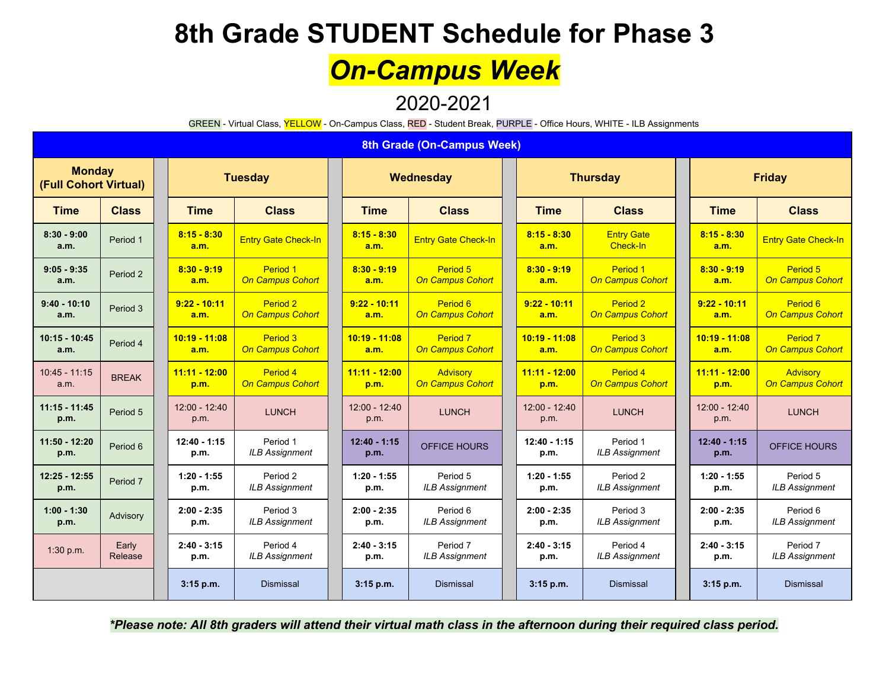# 8th Grade STUDENT Schedule for Phase 3

## *On-Campus Week*

2020-2021

GREEN - Virtual Class, YELLOW - On-Campus Class, RED - Student Break, PURPLE - Office Hours, WHITE - ILB Assignments

| 8th Grade (On-Campus Week) | | | | | | | | | |
|---|---|---|---|---|---|---|---|---|---|
| **Monday (Full Cohort Virtual)** | | **Tuesday** | | **Wednesday** | | **Thursday** | | **Friday** | |
| **Time** | **Class** | **Time** | **Class** | **Time** | **Class** | **Time** | **Class** | **Time** | **Class** |
| **8:30 - 9:00 a.m.** | Period 1 | **8:15 - 8:30 a.m.** | Entry Gate Check-In | **8:15 - 8:30 a.m.** | Entry Gate Check-In | **8:15 - 8:30 a.m.** | Entry Gate Check-In | **8:15 - 8:30 a.m.** | Entry Gate Check-In |
| **9:05 - 9:35 a.m.** | Period 2 | **8:30 - 9:19 a.m.** | Period 1 *On Campus Cohort* | **8:30 - 9:19 a.m.** | Period 5 *On Campus Cohort* | **8:30 - 9:19 a.m.** | Period 1 *On Campus Cohort* | **8:30 - 9:19 a.m.** | Period 5 *On Campus Cohort* |
| **9:40 - 10:10 a.m.** | Period 3 | **9:22 - 10:11 a.m.** | Period 2 *On Campus Cohort* | **9:22 - 10:11 a.m.** | Period 6 *On Campus Cohort* | **9:22 - 10:11 a.m.** | Period 2 *On Campus Cohort* | **9:22 - 10:11 a.m.** | Period 6 *On Campus Cohort* |
| **10:15 - 10:45 a.m.** | Period 4 | **10:19 - 11:08 a.m.** | Period 3 *On Campus Cohort* | **10:19 - 11:08 a.m.** | Period 7 *On Campus Cohort* | **10:19 - 11:08 a.m.** | Period 3 *On Campus Cohort* | **10:19 - 11:08 a.m.** | Period 7 *On Campus Cohort* |
| 10:45 - 11:15 a.m. | BREAK | **11:11 - 12:00 p.m.** | Period 4 *On Campus Cohort* | **11:11 - 12:00 p.m.** | Advisory *On Campus Cohort* | **11:11 - 12:00 p.m.** | Period 4 *On Campus Cohort* | **11:11 - 12:00 p.m.** | Advisory *On Campus Cohort* |
| **11:15 - 11:45 p.m.** | Period 5 | 12:00 - 12:40 p.m. | LUNCH | 12:00 - 12:40 p.m. | LUNCH | 12:00 - 12:40 p.m. | LUNCH | 12:00 - 12:40 p.m. | LUNCH |
| **11:50 - 12:20 p.m.** | Period 6 | **12:40 - 1:15 p.m.** | Period 1 *ILB Assignment* | **12:40 - 1:15 p.m.** | OFFICE HOURS | **12:40 - 1:15 p.m.** | Period 1 *ILB Assignment* | **12:40 - 1:15 p.m.** | OFFICE HOURS |
| **12:25 - 12:55 p.m.** | Period 7 | **1:20 - 1:55 p.m.** | Period 2 *ILB Assignment* | **1:20 - 1:55 p.m.** | Period 5 *ILB Assignment* | **1:20 - 1:55 p.m.** | Period 2 *ILB Assignment* | **1:20 - 1:55 p.m.** | Period 5 *ILB Assignment* |
| **1:00 - 1:30 p.m.** | Advisory | **2:00 - 2:35 p.m.** | Period 3 *ILB Assignment* | **2:00 - 2:35 p.m.** | Period 6 *ILB Assignment* | **2:00 - 2:35 p.m.** | Period 3 *ILB Assignment* | **2:00 - 2:35 p.m.** | Period 6 *ILB Assignment* |
| 1:30 p.m. | Early Release | **2:40 - 3:15 p.m.** | Period 4 *ILB Assignment* | **2:40 - 3:15 p.m.** | Period 7 *ILB Assignment* | **2:40 - 3:15 p.m.** | Period 4 *ILB Assignment* | **2:40 - 3:15 p.m.** | Period 7 *ILB Assignment* |
| | | **3:15 p.m.** | Dismissal | **3:15 p.m.** | Dismissal | **3:15 p.m.** | Dismissal | **3:15 p.m.** | Dismissal |

***\*Please note: All 8th graders will attend their virtual math class in the afternoon during their required class period.***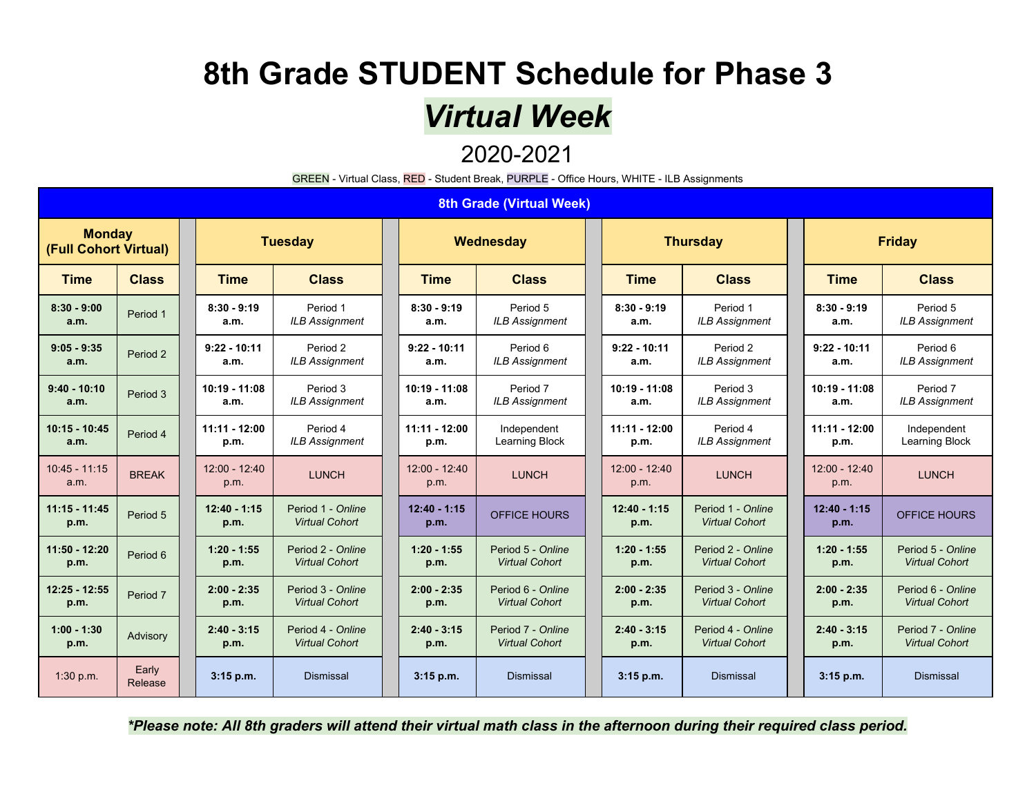# 8th Grade STUDENT Schedule for Phase 3

## *Virtual Week*

2020-2021

GREEN - Virtual Class, RED - Student Break, PURPLE - Office Hours, WHITE - ILB Assignments

| 8th Grade (Virtual Week) | | | | | | | | | |
|---|---|---|---|---|---|---|---|---|---|
| **Monday (Full Cohort Virtual)** | | **Tuesday** | | **Wednesday** | | **Thursday** | | **Friday** | |
| **Time** | **Class** | **Time** | **Class** | **Time** | **Class** | **Time** | **Class** | **Time** | **Class** |
| **8:30 - 9:00 a.m.** | Period 1 | **8:30 - 9:19 a.m.** | Period 1 *ILB Assignment* | **8:30 - 9:19 a.m.** | Period 5 *ILB Assignment* | **8:30 - 9:19 a.m.** | Period 1 *ILB Assignment* | **8:30 - 9:19 a.m.** | Period 5 *ILB Assignment* |
| **9:05 - 9:35 a.m.** | Period 2 | **9:22 - 10:11 a.m.** | Period 2 *ILB Assignment* | **9:22 - 10:11 a.m.** | Period 6 *ILB Assignment* | **9:22 - 10:11 a.m.** | Period 2 *ILB Assignment* | **9:22 - 10:11 a.m.** | Period 6 *ILB Assignment* |
| **9:40 - 10:10 a.m.** | Period 3 | **10:19 - 11:08 a.m.** | Period 3 *ILB Assignment* | **10:19 - 11:08 a.m.** | Period 7 *ILB Assignment* | **10:19 - 11:08 a.m.** | Period 3 *ILB Assignment* | **10:19 - 11:08 a.m.** | Period 7 *ILB Assignment* |
| **10:15 - 10:45 a.m.** | Period 4 | **11:11 - 12:00 p.m.** | Period 4 *ILB Assignment* | **11:11 - 12:00 p.m.** | Independent Learning Block | **11:11 - 12:00 p.m.** | Period 4 *ILB Assignment* | **11:11 - 12:00 p.m.** | Independent Learning Block |
| 10:45 - 11:15 a.m. | BREAK | 12:00 - 12:40 p.m. | LUNCH | 12:00 - 12:40 p.m. | LUNCH | 12:00 - 12:40 p.m. | LUNCH | 12:00 - 12:40 p.m. | LUNCH |
| **11:15 - 11:45 p.m.** | Period 5 | **12:40 - 1:15 p.m.** | Period 1 - *Online Virtual Cohort* | **12:40 - 1:15 p.m.** | OFFICE HOURS | **12:40 - 1:15 p.m.** | Period 1 - *Online Virtual Cohort* | **12:40 - 1:15 p.m.** | OFFICE HOURS |
| **11:50 - 12:20 p.m.** | Period 6 | **1:20 - 1:55 p.m.** | Period 2 - *Online Virtual Cohort* | **1:20 - 1:55 p.m.** | Period 5 - *Online Virtual Cohort* | **1:20 - 1:55 p.m.** | Period 2 - *Online Virtual Cohort* | **1:20 - 1:55 p.m.** | Period 5 - *Online Virtual Cohort* |
| **12:25 - 12:55 p.m.** | Period 7 | **2:00 - 2:35 p.m.** | Period 3 - *Online Virtual Cohort* | **2:00 - 2:35 p.m.** | Period 6 - *Online Virtual Cohort* | **2:00 - 2:35 p.m.** | Period 3 - *Online Virtual Cohort* | **2:00 - 2:35 p.m.** | Period 6 - *Online Virtual Cohort* |
| **1:00 - 1:30 p.m.** | Advisory | **2:40 - 3:15 p.m.** | Period 4 - *Online Virtual Cohort* | **2:40 - 3:15 p.m.** | Period 7 - *Online Virtual Cohort* | **2:40 - 3:15 p.m.** | Period 4 - *Online Virtual Cohort* | **2:40 - 3:15 p.m.** | Period 7 - *Online Virtual Cohort* |
| 1:30 p.m. | Early Release | **3:15 p.m.** | Dismissal | **3:15 p.m.** | Dismissal | **3:15 p.m.** | Dismissal | **3:15 p.m.** | Dismissal |

***\*Please note: All 8th graders will attend their virtual math class in the afternoon during their required class period.***